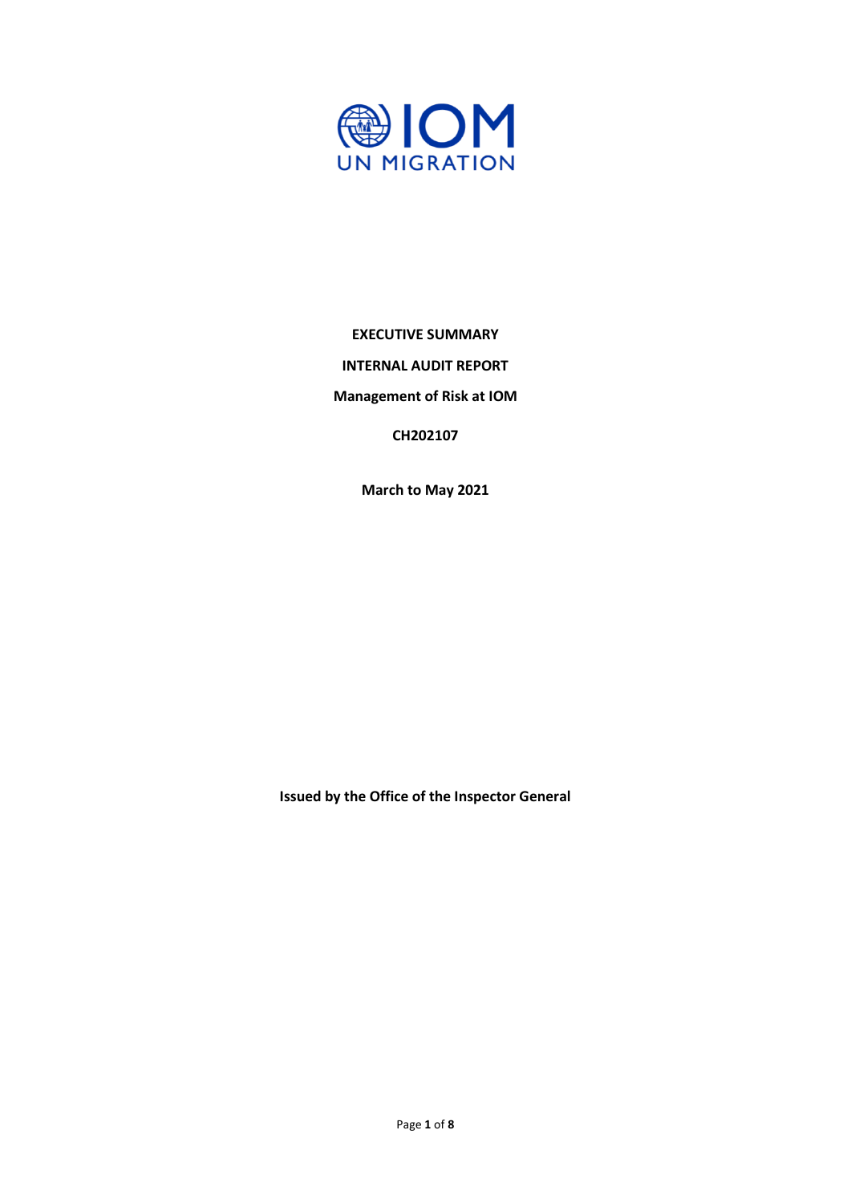**EXECUTIVE SUMMARY**

**INTERNAL AUDIT REPORT**

**Management of Risk at IOM**

**CH202107**

**March to May 2021**

**Issued by the Office of the Inspector General**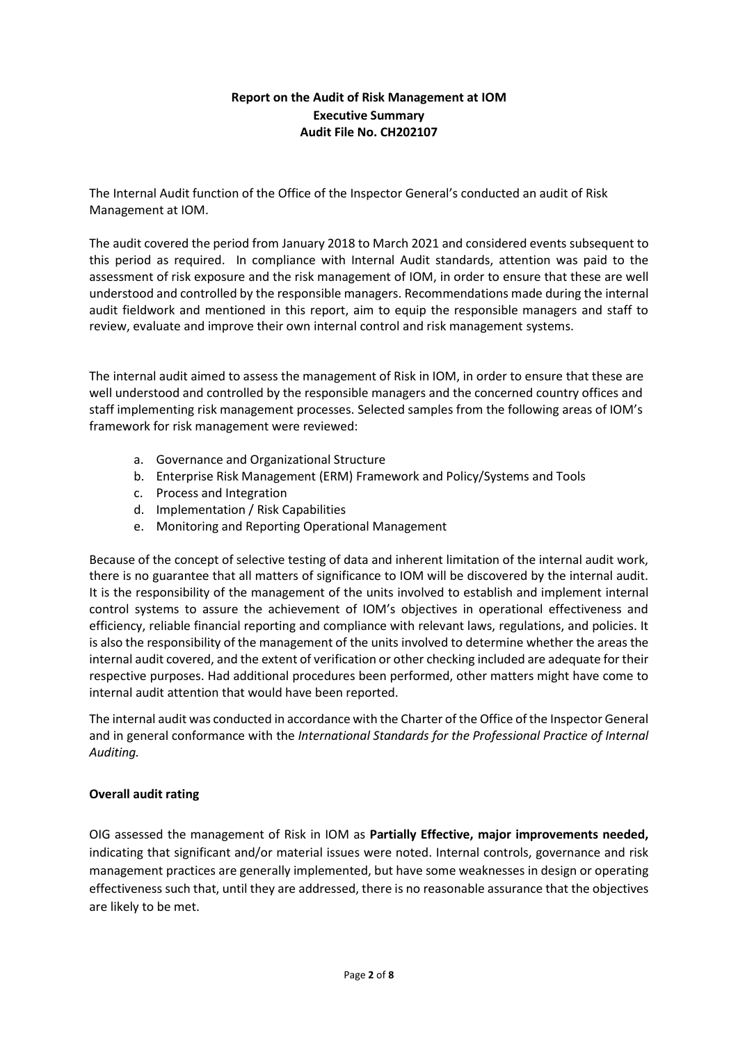**Report on the Audit of Risk Management at IOM**
**Executive Summary**
**Audit File No. CH202107**

The Internal Audit function of the Office of the Inspector General's conducted an audit of Risk Management at IOM.

The audit covered the period from January 2018 to March 2021 and considered events subsequent to this period as required. In compliance with Internal Audit standards, attention was paid to the assessment of risk exposure and the risk management of IOM, in order to ensure that these are well understood and controlled by the responsible managers. Recommendations made during the internal audit fieldwork and mentioned in this report, aim to equip the responsible managers and staff to review, evaluate and improve their own internal control and risk management systems.

The internal audit aimed to assess the management of Risk in IOM, in order to ensure that these are well understood and controlled by the responsible managers and the concerned country offices and staff implementing risk management processes. Selected samples from the following areas of IOM's framework for risk management were reviewed:

a. Governance and Organizational Structure
b. Enterprise Risk Management (ERM) Framework and Policy/Systems and Tools
c. Process and Integration
d. Implementation / Risk Capabilities
e. Monitoring and Reporting Operational Management

Because of the concept of selective testing of data and inherent limitation of the internal audit work, there is no guarantee that all matters of significance to IOM will be discovered by the internal audit. It is the responsibility of the management of the units involved to establish and implement internal control systems to assure the achievement of IOM's objectives in operational effectiveness and efficiency, reliable financial reporting and compliance with relevant laws, regulations, and policies. It is also the responsibility of the management of the units involved to determine whether the areas the internal audit covered, and the extent of verification or other checking included are adequate for their respective purposes. Had additional procedures been performed, other matters might have come to internal audit attention that would have been reported.

The internal audit was conducted in accordance with the Charter of the Office of the Inspector General and in general conformance with the *International Standards for the Professional Practice of Internal Auditing.*

**Overall audit rating**

OIG assessed the management of Risk in IOM as **Partially Effective, major improvements needed,** indicating that significant and/or material issues were noted. Internal controls, governance and risk management practices are generally implemented, but have some weaknesses in design or operating effectiveness such that, until they are addressed, there is no reasonable assurance that the objectives are likely to be met.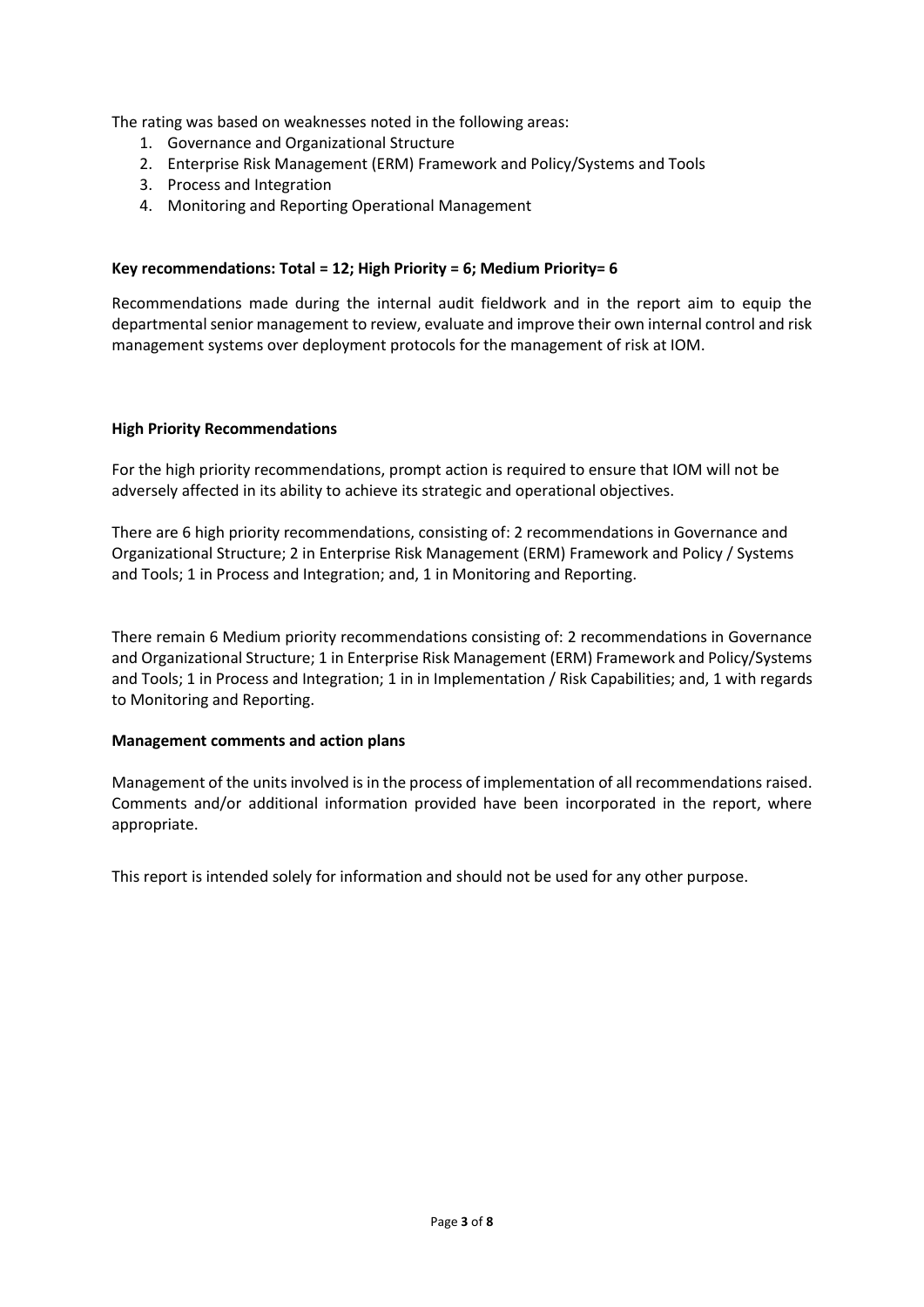The rating was based on weaknesses noted in the following areas:

1. Governance and Organizational Structure
2. Enterprise Risk Management (ERM) Framework and Policy/Systems and Tools
3. Process and Integration
4. Monitoring and Reporting Operational Management

**Key recommendations: Total = 12; High Priority = 6; Medium Priority= 6**

Recommendations made during the internal audit fieldwork and in the report aim to equip the departmental senior management to review, evaluate and improve their own internal control and risk management systems over deployment protocols for the management of risk at IOM.

**High Priority Recommendations**

For the high priority recommendations, prompt action is required to ensure that IOM will not be adversely affected in its ability to achieve its strategic and operational objectives.

There are 6 high priority recommendations, consisting of: 2 recommendations in Governance and Organizational Structure; 2 in Enterprise Risk Management (ERM) Framework and Policy / Systems and Tools; 1 in Process and Integration; and, 1 in Monitoring and Reporting.

There remain 6 Medium priority recommendations consisting of: 2 recommendations in Governance and Organizational Structure; 1 in Enterprise Risk Management (ERM) Framework and Policy/Systems and Tools; 1 in Process and Integration; 1 in in Implementation / Risk Capabilities; and, 1 with regards to Monitoring and Reporting.

**Management comments and action plans**

Management of the units involved is in the process of implementation of all recommendations raised. Comments and/or additional information provided have been incorporated in the report, where appropriate.

This report is intended solely for information and should not be used for any other purpose.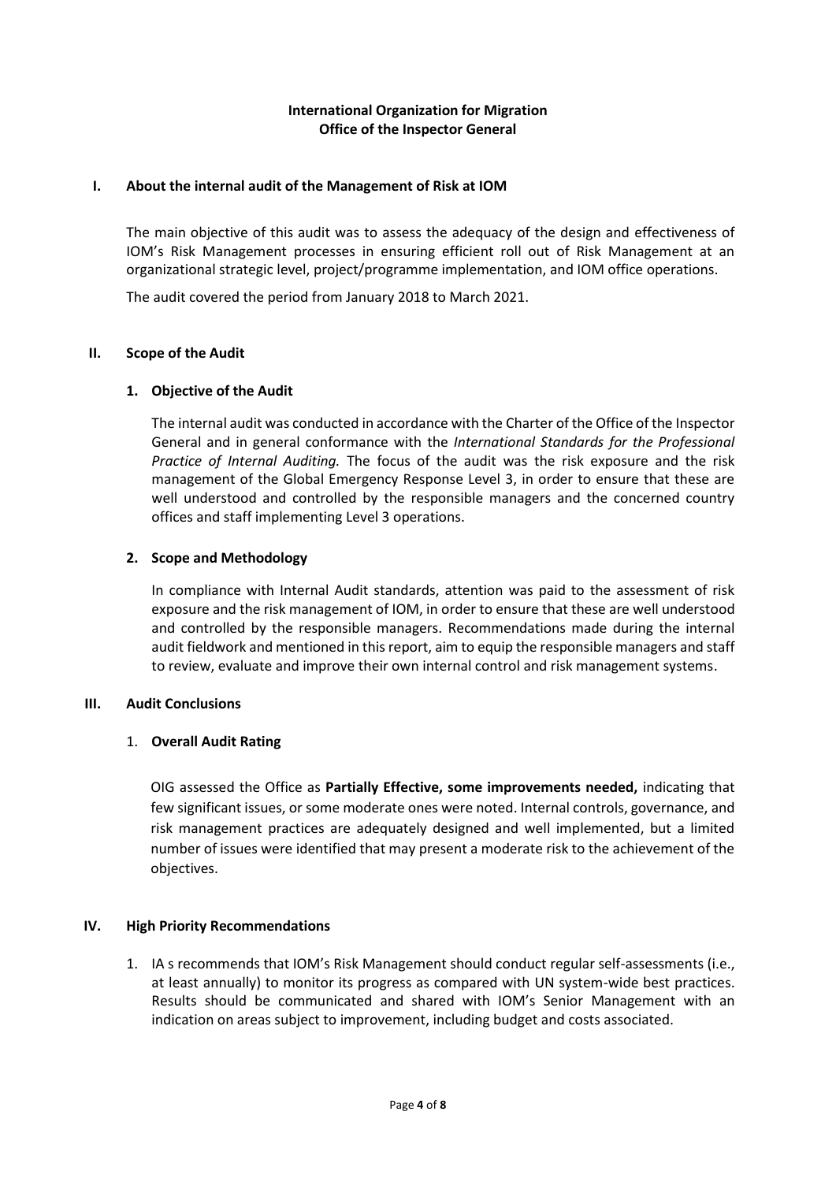**International Organization for Migration**
**Office of the Inspector General**

## I. About the internal audit of the Management of Risk at IOM

The main objective of this audit was to assess the adequacy of the design and effectiveness of IOM's Risk Management processes in ensuring efficient roll out of Risk Management at an organizational strategic level, project/programme implementation, and IOM office operations.

The audit covered the period from January 2018 to March 2021.

## II. Scope of the Audit

### 1. Objective of the Audit

The internal audit was conducted in accordance with the Charter of the Office of the Inspector General and in general conformance with the *International Standards for the Professional Practice of Internal Auditing.* The focus of the audit was the risk exposure and the risk management of the Global Emergency Response Level 3, in order to ensure that these are well understood and controlled by the responsible managers and the concerned country offices and staff implementing Level 3 operations.

### 2. Scope and Methodology

In compliance with Internal Audit standards, attention was paid to the assessment of risk exposure and the risk management of IOM, in order to ensure that these are well understood and controlled by the responsible managers. Recommendations made during the internal audit fieldwork and mentioned in this report, aim to equip the responsible managers and staff to review, evaluate and improve their own internal control and risk management systems.

## III. Audit Conclusions

### 1. Overall Audit Rating

OIG assessed the Office as **Partially Effective, some improvements needed,** indicating that few significant issues, or some moderate ones were noted. Internal controls, governance, and risk management practices are adequately designed and well implemented, but a limited number of issues were identified that may present a moderate risk to the achievement of the objectives.

## IV. High Priority Recommendations

1. IA s recommends that IOM's Risk Management should conduct regular self-assessments (i.e., at least annually) to monitor its progress as compared with UN system-wide best practices. Results should be communicated and shared with IOM's Senior Management with an indication on areas subject to improvement, including budget and costs associated.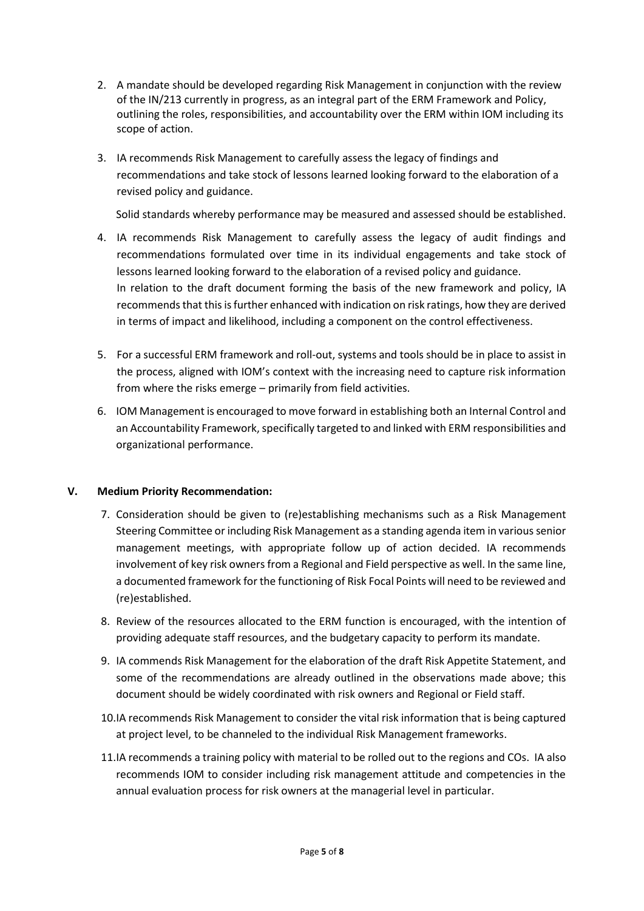2. A mandate should be developed regarding Risk Management in conjunction with the review of the IN/213 currently in progress, as an integral part of the ERM Framework and Policy, outlining the roles, responsibilities, and accountability over the ERM within IOM including its scope of action.

3. IA recommends Risk Management to carefully assess the legacy of findings and recommendations and take stock of lessons learned looking forward to the elaboration of a revised policy and guidance.

   Solid standards whereby performance may be measured and assessed should be established.

4. IA recommends Risk Management to carefully assess the legacy of audit findings and recommendations formulated over time in its individual engagements and take stock of lessons learned looking forward to the elaboration of a revised policy and guidance.
   In relation to the draft document forming the basis of the new framework and policy, IA recommends that this is further enhanced with indication on risk ratings, how they are derived in terms of impact and likelihood, including a component on the control effectiveness.

5. For a successful ERM framework and roll-out, systems and tools should be in place to assist in the process, aligned with IOM's context with the increasing need to capture risk information from where the risks emerge – primarily from field activities.

6. IOM Management is encouraged to move forward in establishing both an Internal Control and an Accountability Framework, specifically targeted to and linked with ERM responsibilities and organizational performance.

## V. Medium Priority Recommendation:

7. Consideration should be given to (re)establishing mechanisms such as a Risk Management Steering Committee or including Risk Management as a standing agenda item in various senior management meetings, with appropriate follow up of action decided. IA recommends involvement of key risk owners from a Regional and Field perspective as well. In the same line, a documented framework for the functioning of Risk Focal Points will need to be reviewed and (re)established.

8. Review of the resources allocated to the ERM function is encouraged, with the intention of providing adequate staff resources, and the budgetary capacity to perform its mandate.

9. IA commends Risk Management for the elaboration of the draft Risk Appetite Statement, and some of the recommendations are already outlined in the observations made above; this document should be widely coordinated with risk owners and Regional or Field staff.

10. IA recommends Risk Management to consider the vital risk information that is being captured at project level, to be channeled to the individual Risk Management frameworks.

11. IA recommends a training policy with material to be rolled out to the regions and COs. IA also recommends IOM to consider including risk management attitude and competencies in the annual evaluation process for risk owners at the managerial level in particular.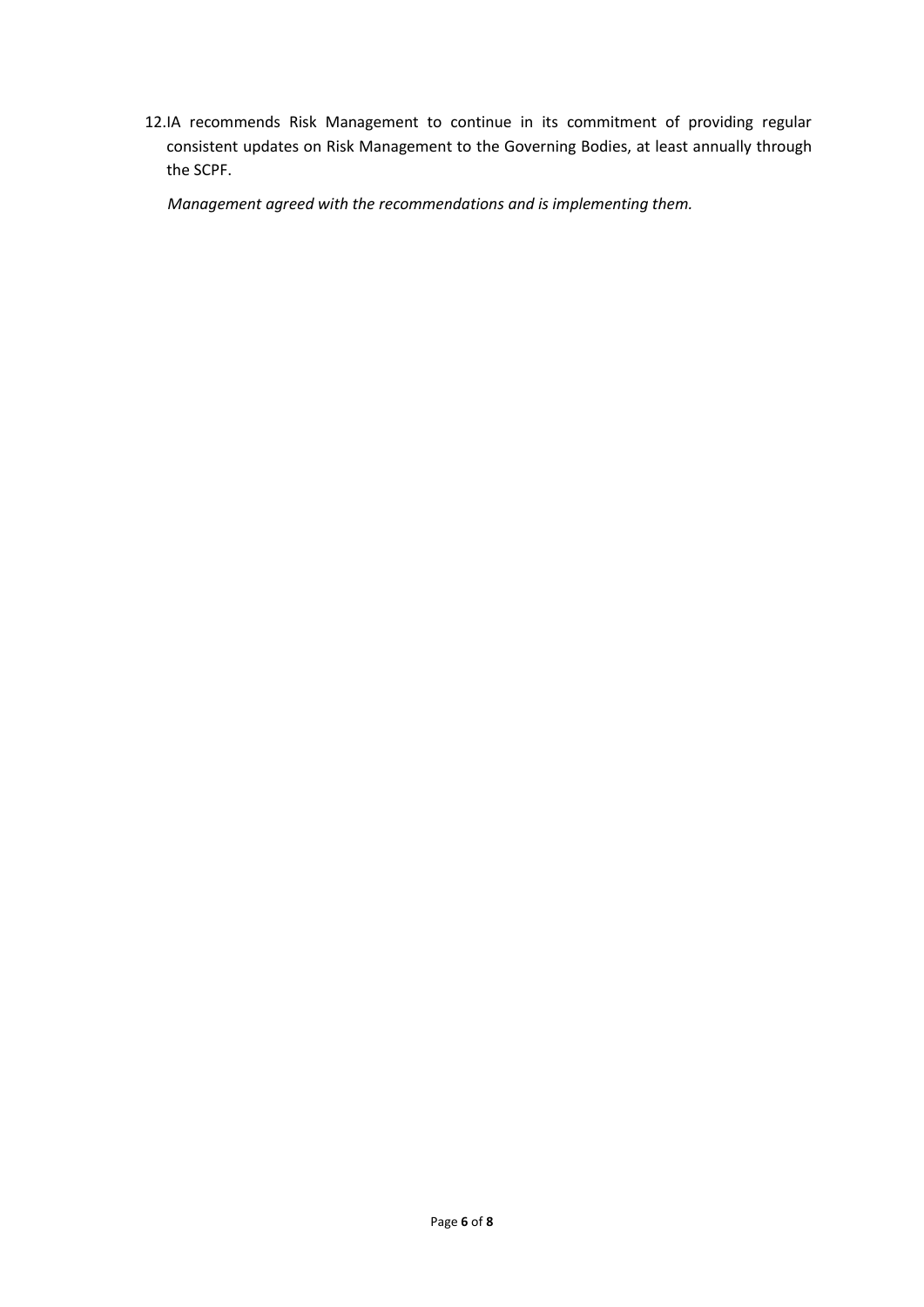12. IA recommends Risk Management to continue in its commitment of providing regular consistent updates on Risk Management to the Governing Bodies, at least annually through the SCPF.

    *Management agreed with the recommendations and is implementing them.*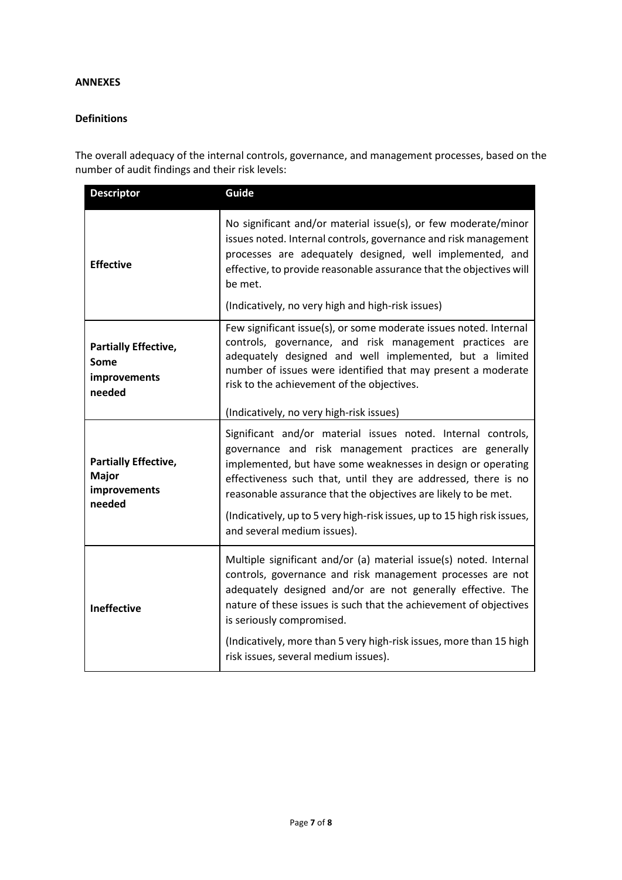**ANNEXES**

**Definitions**

The overall adequacy of the internal controls, governance, and management processes, based on the number of audit findings and their risk levels:

| Descriptor | Guide |
|---|---|
| **Effective** | No significant and/or material issue(s), or few moderate/minor issues noted. Internal controls, governance and risk management processes are adequately designed, well implemented, and effective, to provide reasonable assurance that the objectives will be met.<br><br>(Indicatively, no very high and high-risk issues) |
| **Partially Effective, Some improvements needed** | Few significant issue(s), or some moderate issues noted. Internal controls, governance, and risk management practices are adequately designed and well implemented, but a limited number of issues were identified that may present a moderate risk to the achievement of the objectives.<br><br>(Indicatively, no very high-risk issues) |
| **Partially Effective, Major improvements needed** | Significant and/or material issues noted. Internal controls, governance and risk management practices are generally implemented, but have some weaknesses in design or operating effectiveness such that, until they are addressed, there is no reasonable assurance that the objectives are likely to be met.<br><br>(Indicatively, up to 5 very high-risk issues, up to 15 high risk issues, and several medium issues). |
| **Ineffective** | Multiple significant and/or (a) material issue(s) noted. Internal controls, governance and risk management processes are not adequately designed and/or are not generally effective. The nature of these issues is such that the achievement of objectives is seriously compromised.<br><br>(Indicatively, more than 5 very high-risk issues, more than 15 high risk issues, several medium issues). |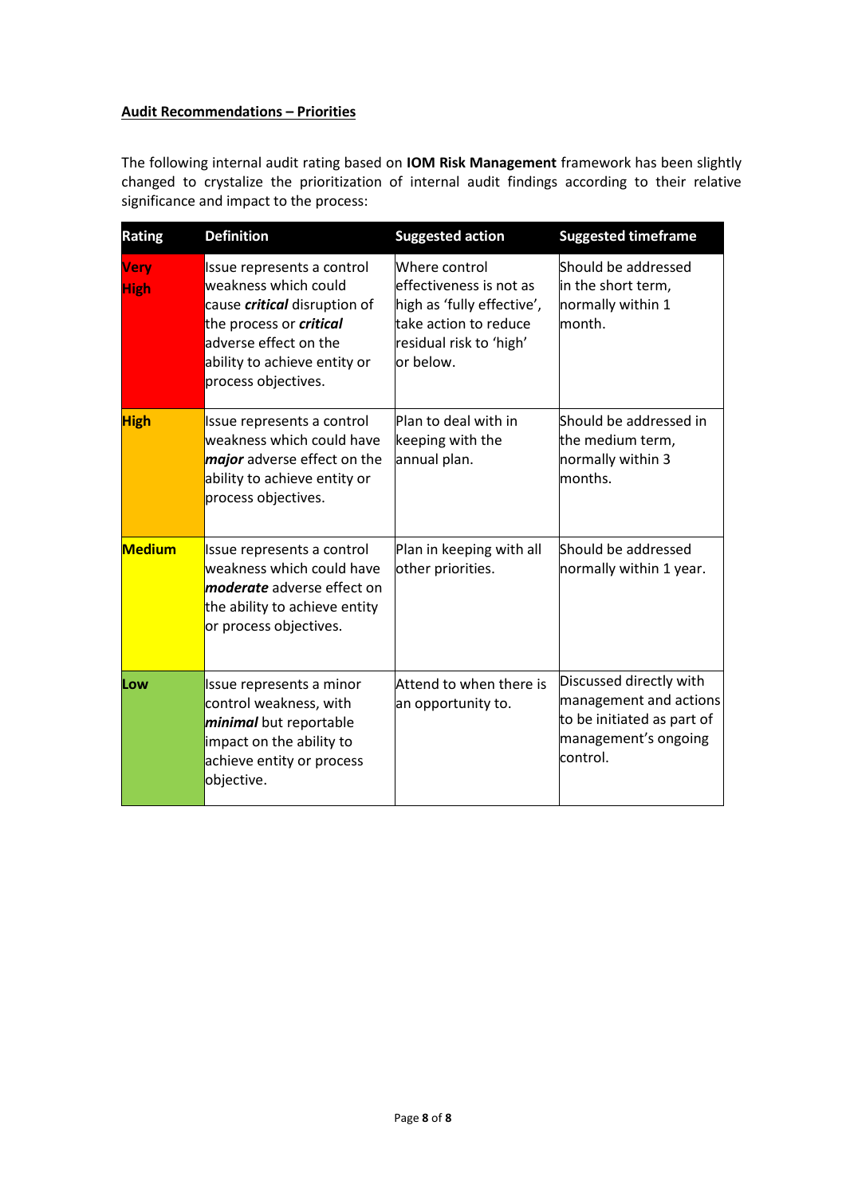**Audit Recommendations – Priorities**

The following internal audit rating based on **IOM Risk Management** framework has been slightly changed to crystalize the prioritization of internal audit findings according to their relative significance and impact to the process:

| Rating | Definition | Suggested action | Suggested timeframe |
|---|---|---|---|
| Very High | Issue represents a control weakness which could cause ***critical*** disruption of the process or ***critical*** adverse effect on the ability to achieve entity or process objectives. | Where control effectiveness is not as high as 'fully effective', take action to reduce residual risk to 'high' or below. | Should be addressed in the short term, normally within 1 month. |
| High | Issue represents a control weakness which could have ***major*** adverse effect on the ability to achieve entity or process objectives. | Plan to deal with in keeping with the annual plan. | Should be addressed in the medium term, normally within 3 months. |
| Medium | Issue represents a control weakness which could have ***moderate*** adverse effect on the ability to achieve entity or process objectives. | Plan in keeping with all other priorities. | Should be addressed normally within 1 year. |
| Low | Issue represents a minor control weakness, with ***minimal*** but reportable impact on the ability to achieve entity or process objective. | Attend to when there is an opportunity to. | Discussed directly with management and actions to be initiated as part of management's ongoing control. |